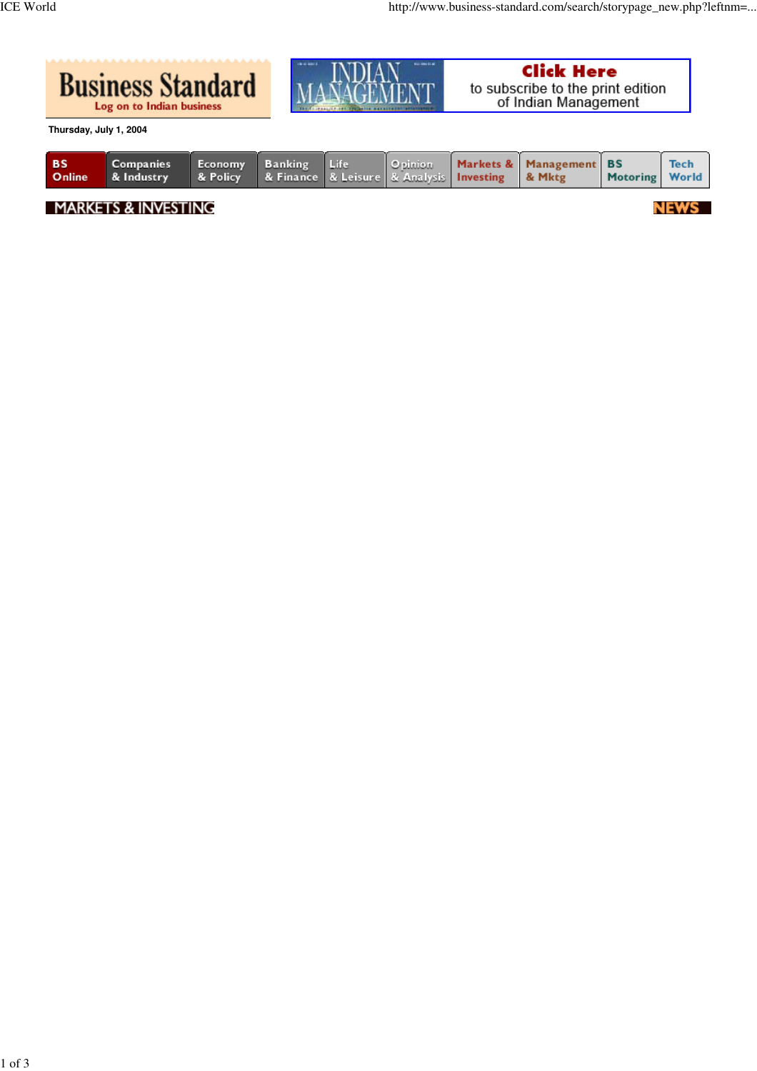# Business Standard

Log on to Indian business

Click Here to subscribe to the print edition of Indian Management

Thursday, July 1, 2004

BS Online | Companies & Industry | Economy & Policy | Banking & Finance | Life & Leisure | Opinion & Analysis | Markets & Investing | Management & Mktg | BS Motoring | Tech World

MARKETS & INVESTING

NEWS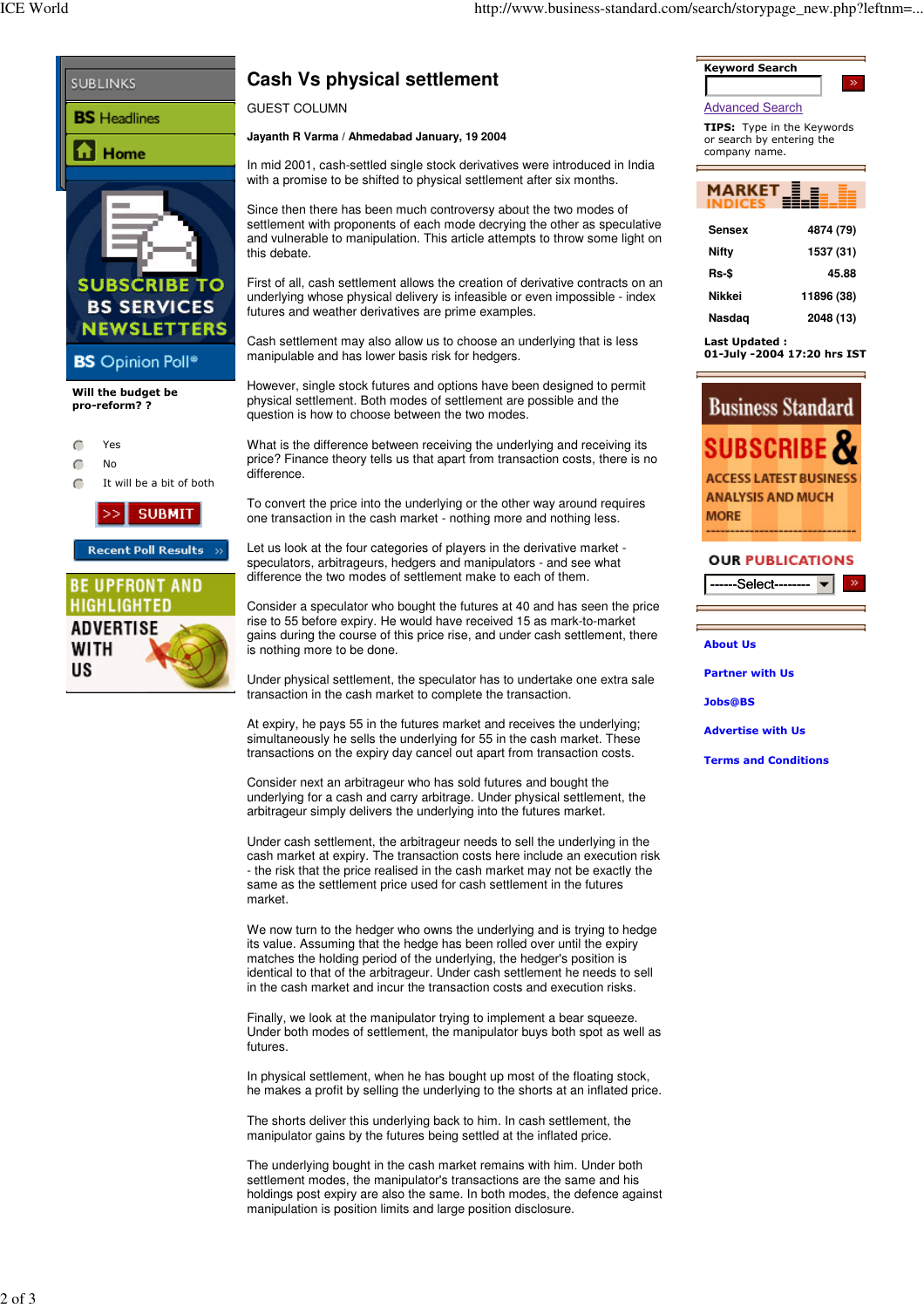# Cash Vs physical settlement

GUEST COLUMN

**Jayanth R Varma / Ahmedabad January, 19 2004**

In mid 2001, cash-settled single stock derivatives were introduced in India with a promise to be shifted to physical settlement after six months.

Since then there has been much controversy about the two modes of settlement with proponents of each mode decrying the other as speculative and vulnerable to manipulation. This article attempts to throw some light on this debate.

First of all, cash settlement allows the creation of derivative contracts on an underlying whose physical delivery is infeasible or even impossible - index futures and weather derivatives are prime examples.

Cash settlement may also allow us to choose an underlying that is less manipulable and has lower basis risk for hedgers.

However, single stock futures and options have been designed to permit physical settlement. Both modes of settlement are possible and the question is how to choose between the two modes.

What is the difference between receiving the underlying and receiving its price? Finance theory tells us that apart from transaction costs, there is no difference.

To convert the price into the underlying or the other way around requires one transaction in the cash market - nothing more and nothing less.

Let us look at the four categories of players in the derivative market - speculators, arbitrageurs, hedgers and manipulators - and see what difference the two modes of settlement make to each of them.

Consider a speculator who bought the futures at 40 and has seen the price rise to 55 before expiry. He would have received 15 as mark-to-market gains during the course of this price rise, and under cash settlement, there is nothing more to be done.

Under physical settlement, the speculator has to undertake one extra sale transaction in the cash market to complete the transaction.

At expiry, he pays 55 in the futures market and receives the underlying; simultaneously he sells the underlying for 55 in the cash market. These transactions on the expiry day cancel out apart from transaction costs.

Consider next an arbitrageur who has sold futures and bought the underlying for a cash and carry arbitrage. Under physical settlement, the arbitrageur simply delivers the underlying into the futures market.

Under cash settlement, the arbitrageur needs to sell the underlying in the cash market at expiry. The transaction costs here include an execution risk - the risk that the price realised in the cash market may not be exactly the same as the settlement price used for cash settlement in the futures market.

We now turn to the hedger who owns the underlying and is trying to hedge its value. Assuming that the hedge has been rolled over until the expiry matches the holding period of the underlying, the hedger's position is identical to that of the arbitrageur. Under cash settlement he needs to sell in the cash market and incur the transaction costs and execution risks.

Finally, we look at the manipulator trying to implement a bear squeeze. Under both modes of settlement, the manipulator buys both spot as well as futures.

In physical settlement, when he has bought up most of the floating stock, he makes a profit by selling the underlying to the shorts at an inflated price.

The shorts deliver this underlying back to him. In cash settlement, the manipulator gains by the futures being settled at the inflated price.

The underlying bought in the cash market remains with him. Under both settlement modes, the manipulator's transactions are the same and his holdings post expiry are also the same. In both modes, the defence against manipulation is position limits and large position disclosure.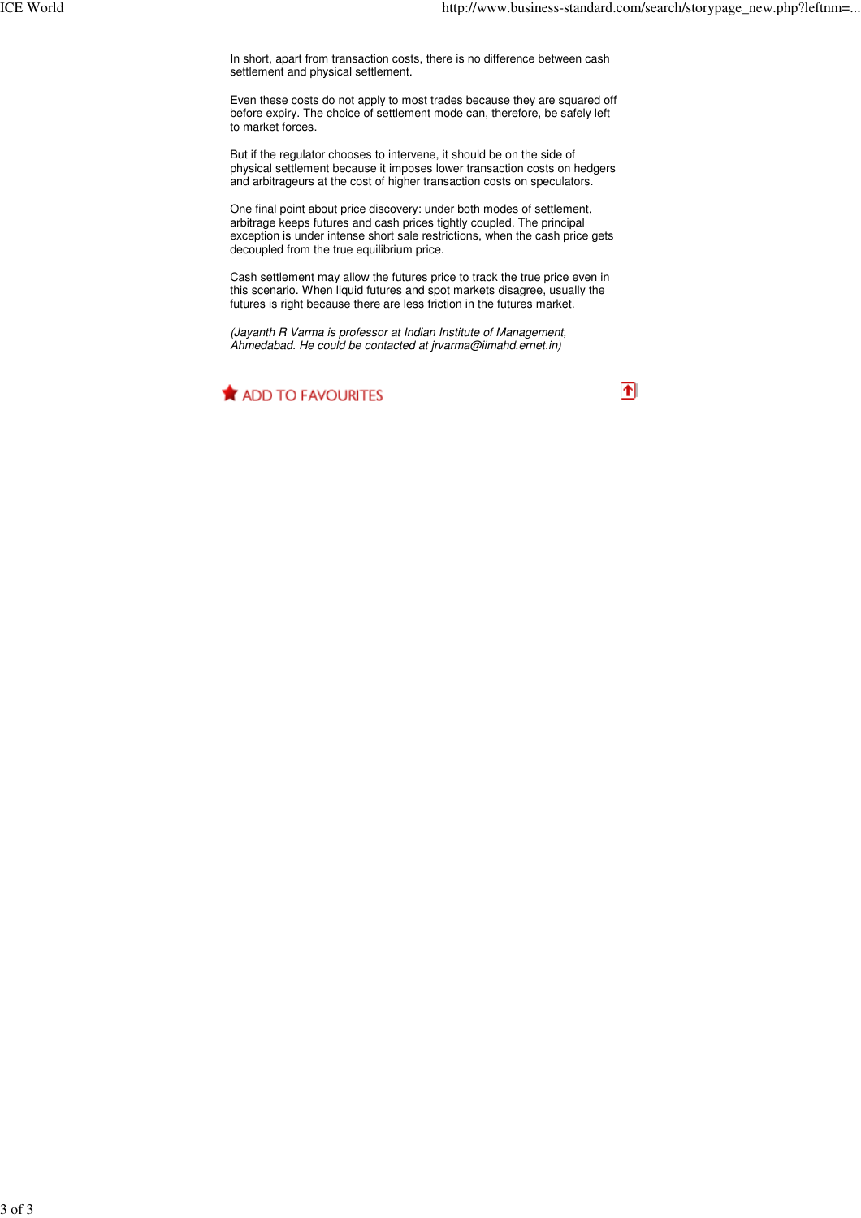In short, apart from transaction costs, there is no difference between cash settlement and physical settlement.

Even these costs do not apply to most trades because they are squared off before expiry. The choice of settlement mode can, therefore, be safely left to market forces.

But if the regulator chooses to intervene, it should be on the side of physical settlement because it imposes lower transaction costs on hedgers and arbitrageurs at the cost of higher transaction costs on speculators.

One final point about price discovery: under both modes of settlement, arbitrage keeps futures and cash prices tightly coupled. The principal exception is under intense short sale restrictions, when the cash price gets decoupled from the true equilibrium price.

Cash settlement may allow the futures price to track the true price even in this scenario. When liquid futures and spot markets disagree, usually the futures is right because there are less friction in the futures market.

*(Jayanth R Varma is professor at Indian Institute of Management, Ahmedabad. He could be contacted at jrvarma@iimahd.ernet.in)*

ADD TO FAVOURITES